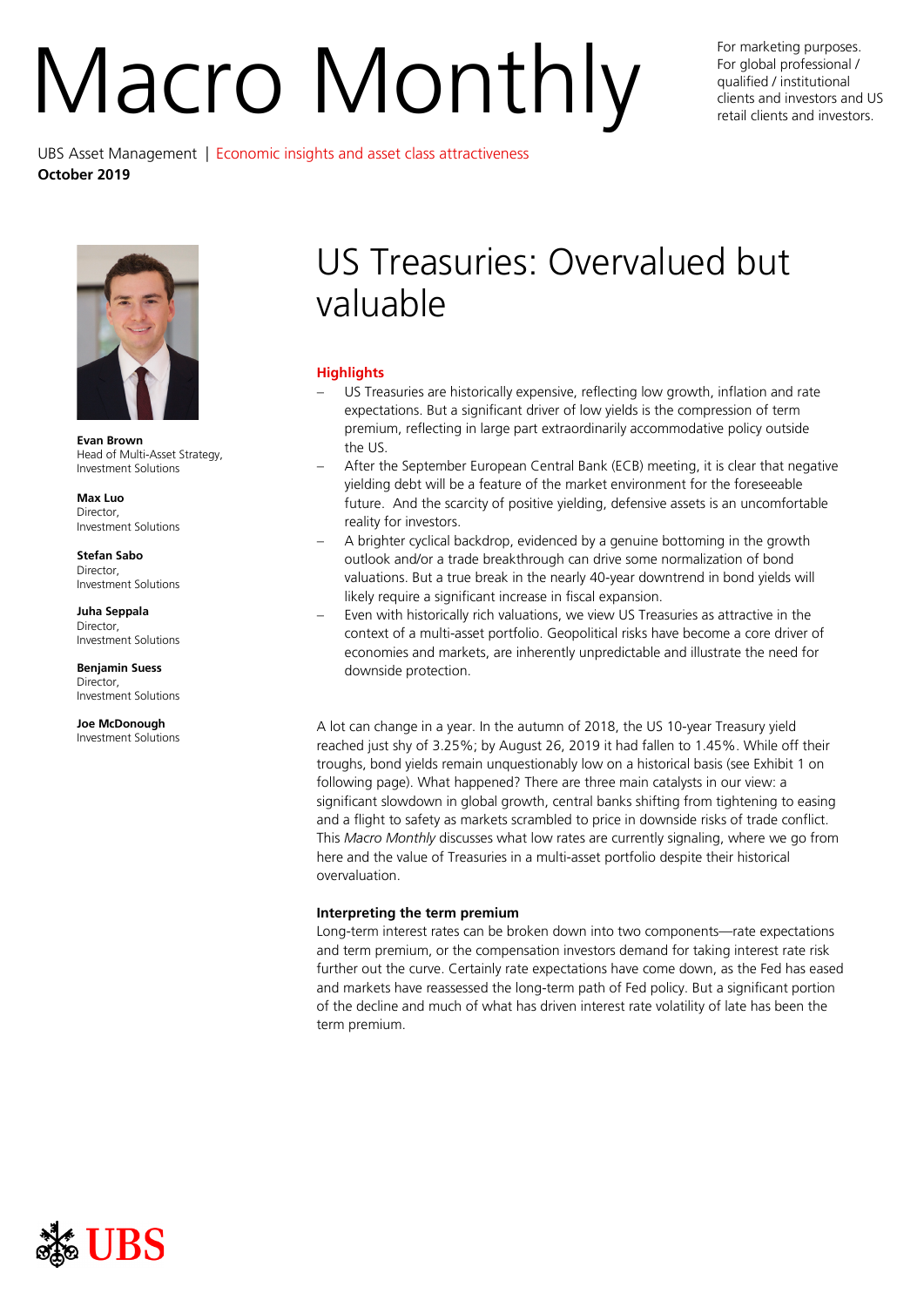# Macro Monthly

For marketing purposes.
For global professional / qualified / institutional clients and investors and US retail clients and investors.

UBS Asset Management | Economic insights and asset class attractiveness
**October 2019**

**Evan Brown**
Head of Multi-Asset Strategy,
Investment Solutions

**Max Luo**
Director,
Investment Solutions

**Stefan Sabo**
Director,
Investment Solutions

**Juha Seppala**
Director,
Investment Solutions

**Benjamin Suess**
Director,
Investment Solutions

**Joe McDonough**
Investment Solutions

## US Treasuries: Overvalued but valuable

### Highlights

- US Treasuries are historically expensive, reflecting low growth, inflation and rate expectations. But a significant driver of low yields is the compression of term premium, reflecting in large part extraordinarily accommodative policy outside the US.
- After the September European Central Bank (ECB) meeting, it is clear that negative yielding debt will be a feature of the market environment for the foreseeable future. And the scarcity of positive yielding, defensive assets is an uncomfortable reality for investors.
- A brighter cyclical backdrop, evidenced by a genuine bottoming in the growth outlook and/or a trade breakthrough can drive some normalization of bond valuations. But a true break in the nearly 40-year downtrend in bond yields will likely require a significant increase in fiscal expansion.
- Even with historically rich valuations, we view US Treasuries as attractive in the context of a multi-asset portfolio. Geopolitical risks have become a core driver of economies and markets, are inherently unpredictable and illustrate the need for downside protection.

A lot can change in a year. In the autumn of 2018, the US 10-year Treasury yield reached just shy of 3.25%; by August 26, 2019 it had fallen to 1.45%. While off their troughs, bond yields remain unquestionably low on a historical basis (see Exhibit 1 on following page). What happened? There are three main catalysts in our view: a significant slowdown in global growth, central banks shifting from tightening to easing and a flight to safety as markets scrambled to price in downside risks of trade conflict. This *Macro Monthly* discusses what low rates are currently signaling, where we go from here and the value of Treasuries in a multi-asset portfolio despite their historical overvaluation.

**Interpreting the term premium**

Long-term interest rates can be broken down into two components—rate expectations and term premium, or the compensation investors demand for taking interest rate risk further out the curve. Certainly rate expectations have come down, as the Fed has eased and markets have reassessed the long-term path of Fed policy. But a significant portion of the decline and much of what has driven interest rate volatility of late has been the term premium.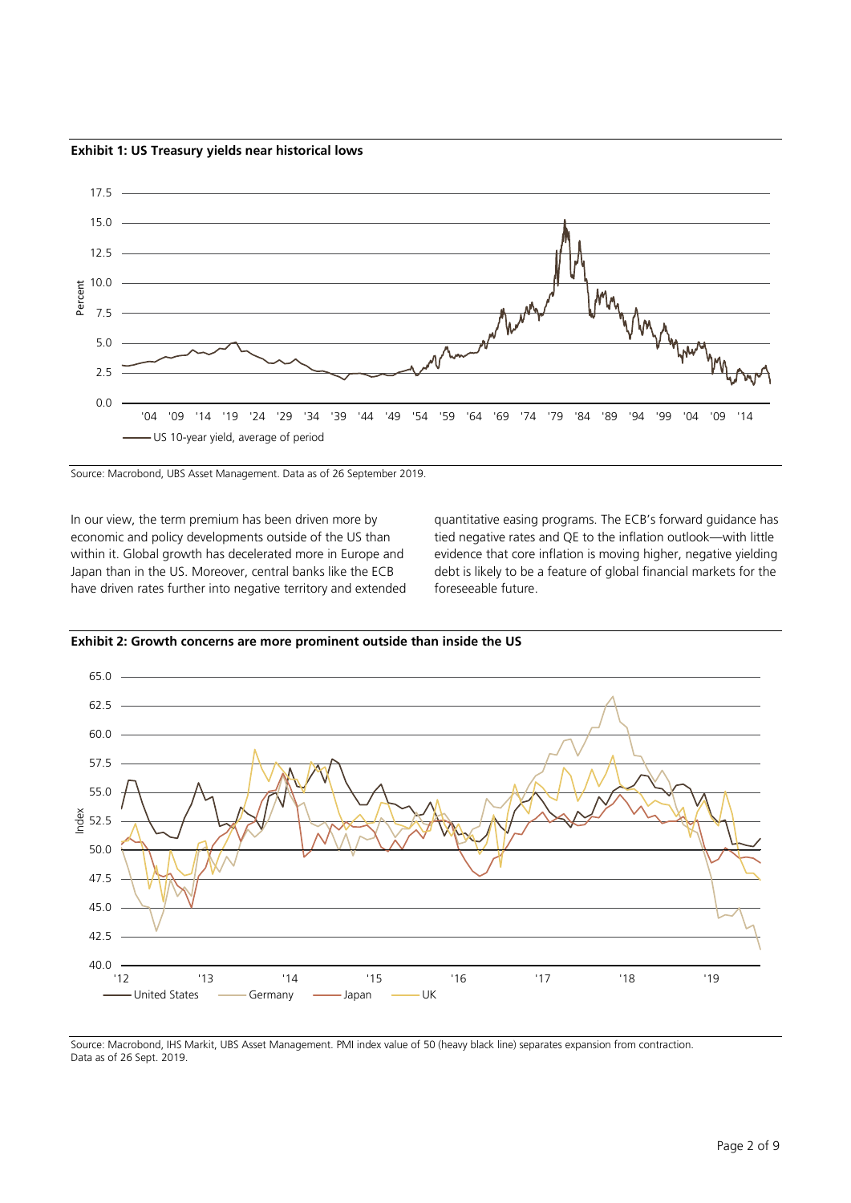**Exhibit 1: US Treasury yields near historical lows**

Source: Macrobond, UBS Asset Management. Data as of 26 September 2019.

In our view, the term premium has been driven more by economic and policy developments outside of the US than within it. Global growth has decelerated more in Europe and Japan than in the US. Moreover, central banks like the ECB have driven rates further into negative territory and extended quantitative easing programs. The ECB's forward guidance has tied negative rates and QE to the inflation outlook—with little evidence that core inflation is moving higher, negative yielding debt is likely to be a feature of global financial markets for the foreseeable future.

**Exhibit 2: Growth concerns are more prominent outside than inside the US**

Source: Macrobond, IHS Markit, UBS Asset Management. PMI index value of 50 (heavy black line) separates expansion from contraction. Data as of 26 Sept. 2019.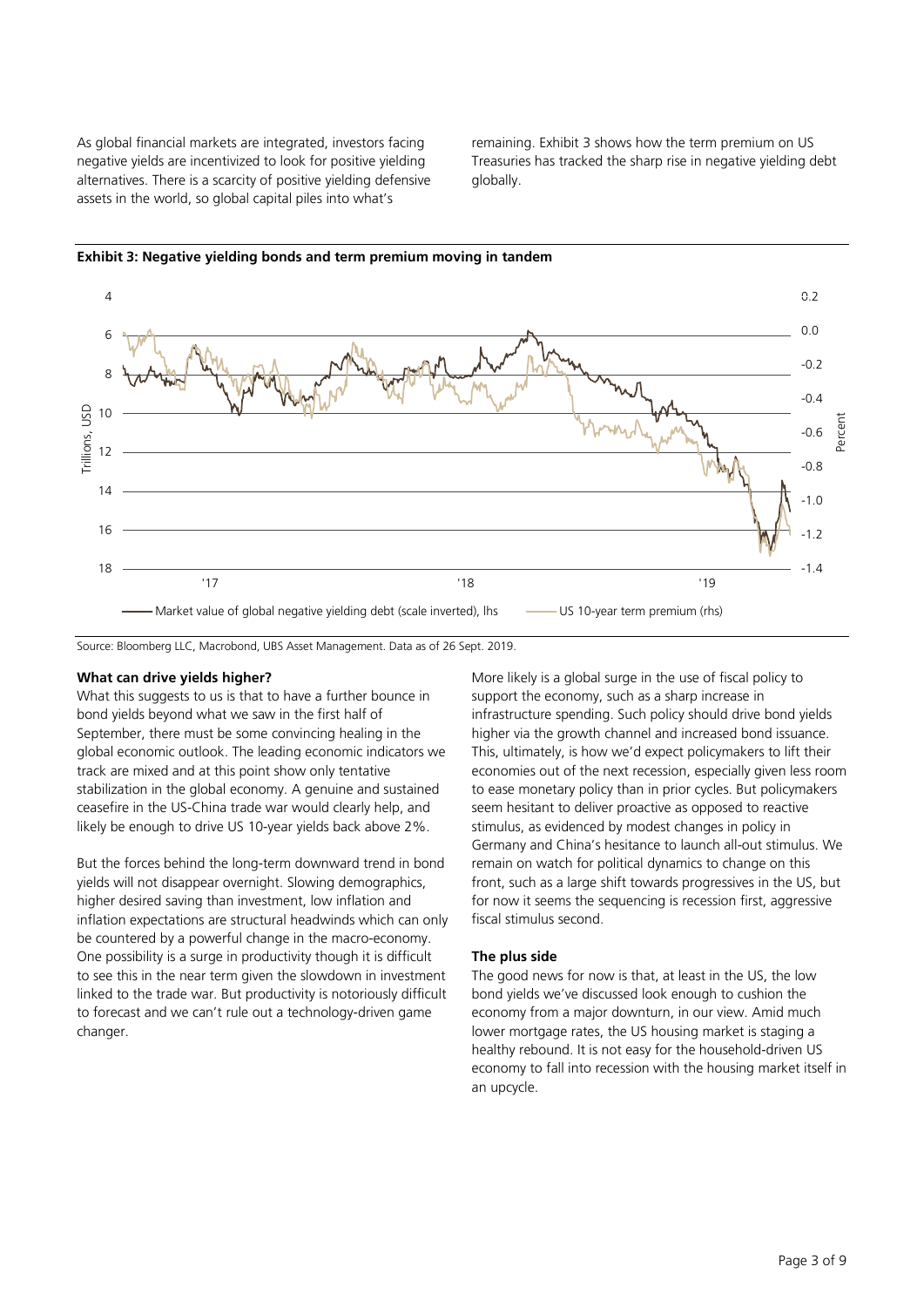As global financial markets are integrated, investors facing negative yields are incentivized to look for positive yielding alternatives. There is a scarcity of positive yielding defensive assets in the world, so global capital piles into what's remaining. Exhibit 3 shows how the term premium on US Treasuries has tracked the sharp rise in negative yielding debt globally.

**Exhibit 3: Negative yielding bonds and term premium moving in tandem**

Source: Bloomberg LLC, Macrobond, UBS Asset Management. Data as of 26 Sept. 2019.

### What can drive yields higher?

What this suggests to us is that to have a further bounce in bond yields beyond what we saw in the first half of September, there must be some convincing healing in the global economic outlook. The leading economic indicators we track are mixed and at this point show only tentative stabilization in the global economy. A genuine and sustained ceasefire in the US-China trade war would clearly help, and likely be enough to drive US 10-year yields back above 2%.

But the forces behind the long-term downward trend in bond yields will not disappear overnight. Slowing demographics, higher desired saving than investment, low inflation and inflation expectations are structural headwinds which can only be countered by a powerful change in the macro-economy. One possibility is a surge in productivity though it is difficult to see this in the near term given the slowdown in investment linked to the trade war. But productivity is notoriously difficult to forecast and we can't rule out a technology-driven game changer.

More likely is a global surge in the use of fiscal policy to support the economy, such as a sharp increase in infrastructure spending. Such policy should drive bond yields higher via the growth channel and increased bond issuance. This, ultimately, is how we'd expect policymakers to lift their economies out of the next recession, especially given less room to ease monetary policy than in prior cycles. But policymakers seem hesitant to deliver proactive as opposed to reactive stimulus, as evidenced by modest changes in policy in Germany and China's hesitance to launch all-out stimulus. We remain on watch for political dynamics to change on this front, such as a large shift towards progressives in the US, but for now it seems the sequencing is recession first, aggressive fiscal stimulus second.

### The plus side

The good news for now is that, at least in the US, the low bond yields we've discussed look enough to cushion the economy from a major downturn, in our view. Amid much lower mortgage rates, the US housing market is staging a healthy rebound. It is not easy for the household-driven US economy to fall into recession with the housing market itself in an upcycle.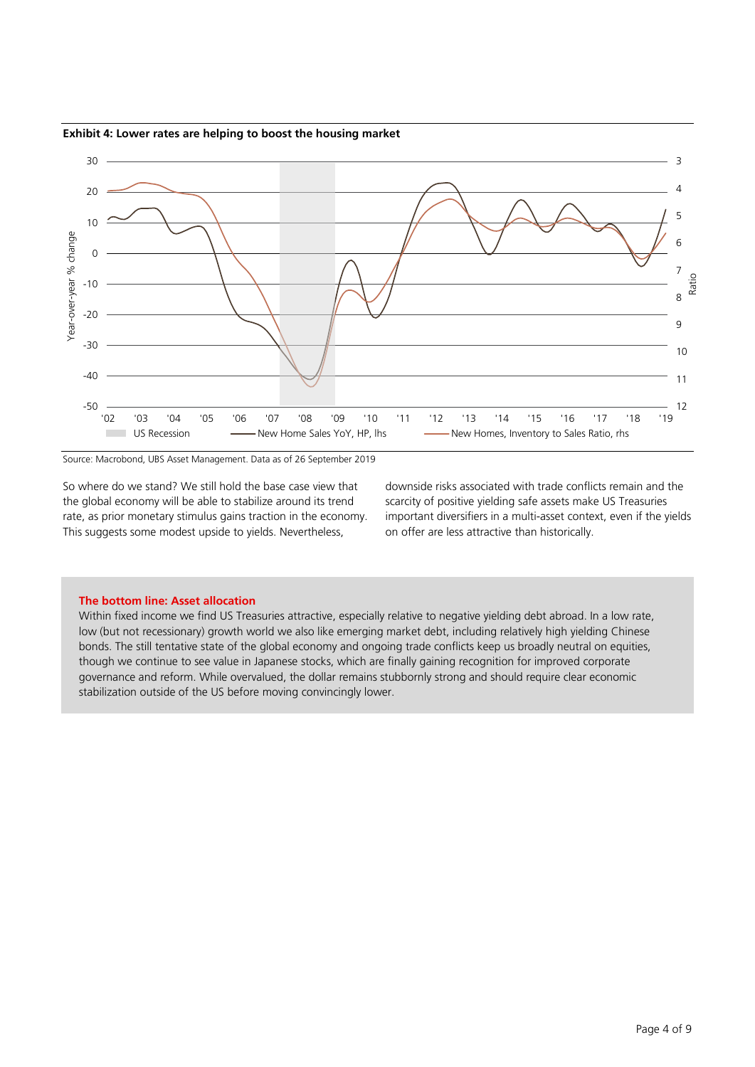**Exhibit 4: Lower rates are helping to boost the housing market**

Source: Macrobond, UBS Asset Management. Data as of 26 September 2019

So where do we stand? We still hold the base case view that the global economy will be able to stabilize around its trend rate, as prior monetary stimulus gains traction in the economy. This suggests some modest upside to yields. Nevertheless, downside risks associated with trade conflicts remain and the scarcity of positive yielding safe assets make US Treasuries important diversifiers in a multi-asset context, even if the yields on offer are less attractive than historically.

**The bottom line: Asset allocation**

Within fixed income we find US Treasuries attractive, especially relative to negative yielding debt abroad. In a low rate, low (but not recessionary) growth world we also like emerging market debt, including relatively high yielding Chinese bonds. The still tentative state of the global economy and ongoing trade conflicts keep us broadly neutral on equities, though we continue to see value in Japanese stocks, which are finally gaining recognition for improved corporate governance and reform. While overvalued, the dollar remains stubbornly strong and should require clear economic stabilization outside of the US before moving convincingly lower.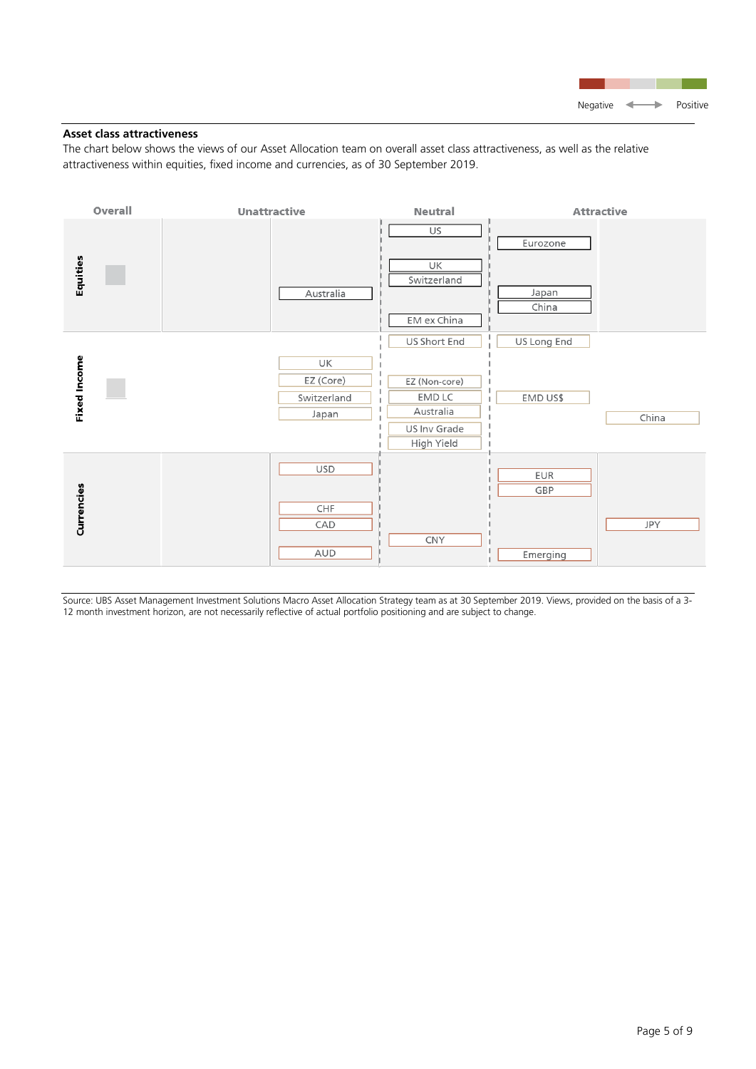Negative ⟷ Positive

## Asset class attractiveness

The chart below shows the views of our Asset Allocation team on overall asset class attractiveness, as well as the relative attractiveness within equities, fixed income and currencies, as of 30 September 2019.

| | Overall | Unattractive | | Neutral | Attractive | |
|---|---|---|---|---|---|---|
| **Equities** | | | Australia | US, UK, Switzerland, EM ex China | Eurozone, Japan, China | |
| **Fixed Income** | | | UK, EZ (Core), Switzerland, Japan | US Short End, EZ (Non-core), EMD LC, Australia, US Inv Grade, High Yield | US Long End, EMD US$ | China |
| **Currencies** | | | USD, CHF, CAD, AUD | CNY | EUR, GBP, Emerging | JPY |

Source: UBS Asset Management Investment Solutions Macro Asset Allocation Strategy team as at 30 September 2019. Views, provided on the basis of a 3-12 month investment horizon, are not necessarily reflective of actual portfolio positioning and are subject to change.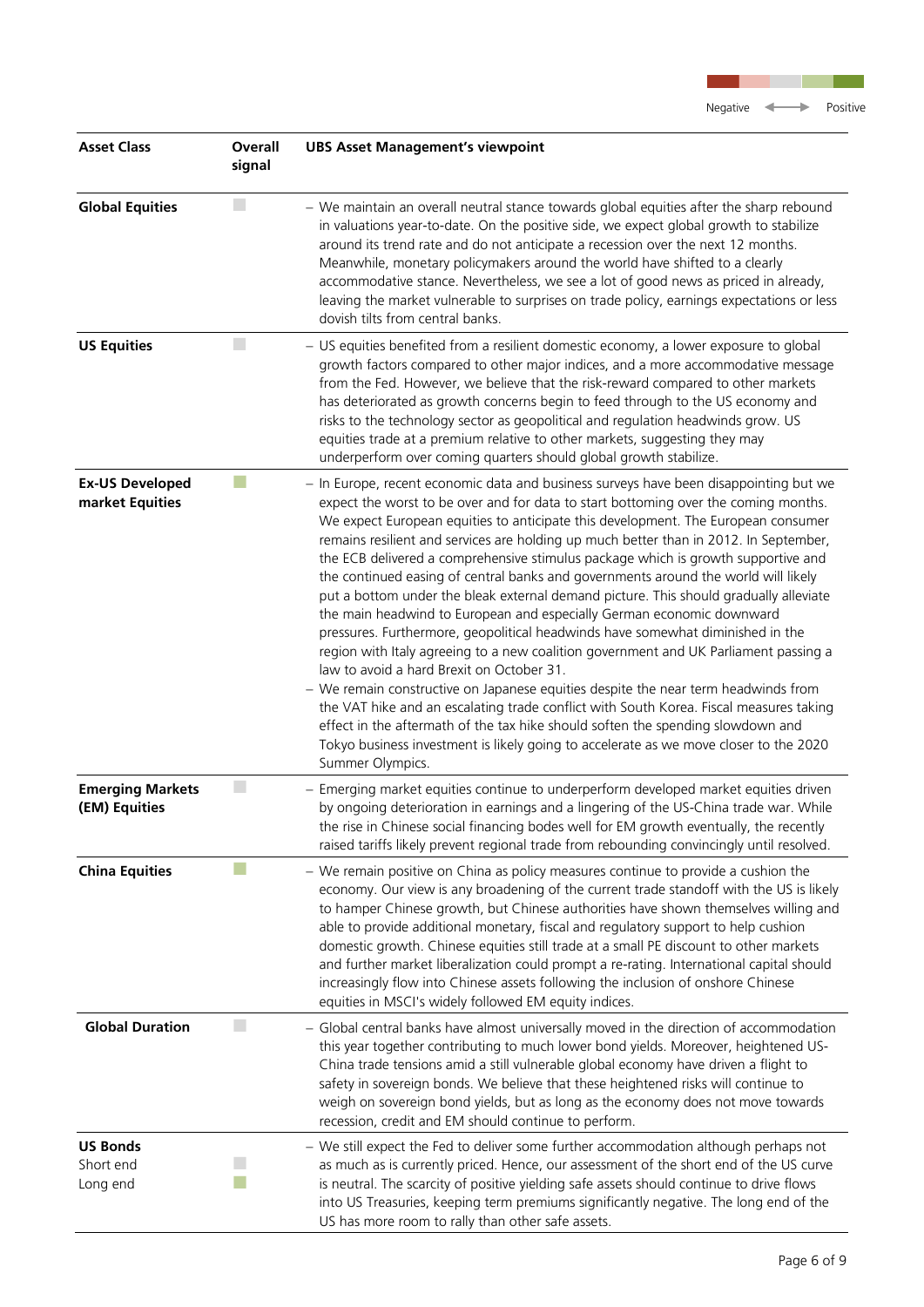Negative ⟷ Positive

| Asset Class | Overall signal | UBS Asset Management's viewpoint |
| --- | --- | --- |
| **Global Equities** | ■ (grey) | – We maintain an overall neutral stance towards global equities after the sharp rebound in valuations year-to-date. On the positive side, we expect global growth to stabilize around its trend rate and do not anticipate a recession over the next 12 months. Meanwhile, monetary policymakers around the world have shifted to a clearly accommodative stance. Nevertheless, we see a lot of good news as priced in already, leaving the market vulnerable to surprises on trade policy, earnings expectations or less dovish tilts from central banks. |
| **US Equities** | ■ (grey) | – US equities benefited from a resilient domestic economy, a lower exposure to global growth factors compared to other major indices, and a more accommodative message from the Fed. However, we believe that the risk-reward compared to other markets has deteriorated as growth concerns begin to feed through to the US economy and risks to the technology sector as geopolitical and regulation headwinds grow. US equities trade at a premium relative to other markets, suggesting they may underperform over coming quarters should global growth stabilize. |
| **Ex-US Developed market Equities** | ■ (light green) | – In Europe, recent economic data and business surveys have been disappointing but we expect the worst to be over and for data to start bottoming over the coming months. We expect European equities to anticipate this development. The European consumer remains resilient and services are holding up much better than in 2012. In September, the ECB delivered a comprehensive stimulus package which is growth supportive and the continued easing of central banks and governments around the world will likely put a bottom under the bleak external demand picture. This should gradually alleviate the main headwind to European and especially German economic downward pressures. Furthermore, geopolitical headwinds have somewhat diminished in the region with Italy agreeing to a new coalition government and UK Parliament passing a law to avoid a hard Brexit on October 31.<br>– We remain constructive on Japanese equities despite the near term headwinds from the VAT hike and an escalating trade conflict with South Korea. Fiscal measures taking effect in the aftermath of the tax hike should soften the spending slowdown and Tokyo business investment is likely going to accelerate as we move closer to the 2020 Summer Olympics. |
| **Emerging Markets (EM) Equities** | ■ (grey) | – Emerging market equities continue to underperform developed market equities driven by ongoing deterioration in earnings and a lingering of the US-China trade war. While the rise in Chinese social financing bodes well for EM growth eventually, the recently raised tariffs likely prevent regional trade from rebounding convincingly until resolved. |
| **China Equities** | ■ (light green) | – We remain positive on China as policy measures continue to provide a cushion the economy. Our view is any broadening of the current trade standoff with the US is likely to hamper Chinese growth, but Chinese authorities have shown themselves willing and able to provide additional monetary, fiscal and regulatory support to help cushion domestic growth. Chinese equities still trade at a small PE discount to other markets and further market liberalization could prompt a re-rating. International capital should increasingly flow into Chinese assets following the inclusion of onshore Chinese equities in MSCI's widely followed EM equity indices. |
| **Global Duration** | ■ (grey) | – Global central banks have almost universally moved in the direction of accommodation this year together contributing to much lower bond yields. Moreover, heightened US-China trade tensions amid a still vulnerable global economy have driven a flight to safety in sovereign bonds. We believe that these heightened risks will continue to weigh on sovereign bond yields, but as long as the economy does not move towards recession, credit and EM should continue to perform. |
| **US Bonds**<br>Short end<br>Long end | <br>■ (grey)<br>■ (light green) | – We still expect the Fed to deliver some further accommodation although perhaps not as much as is currently priced. Hence, our assessment of the short end of the US curve is neutral. The scarcity of positive yielding safe assets should continue to drive flows into US Treasuries, keeping term premiums significantly negative. The long end of the US has more room to rally than other safe assets. |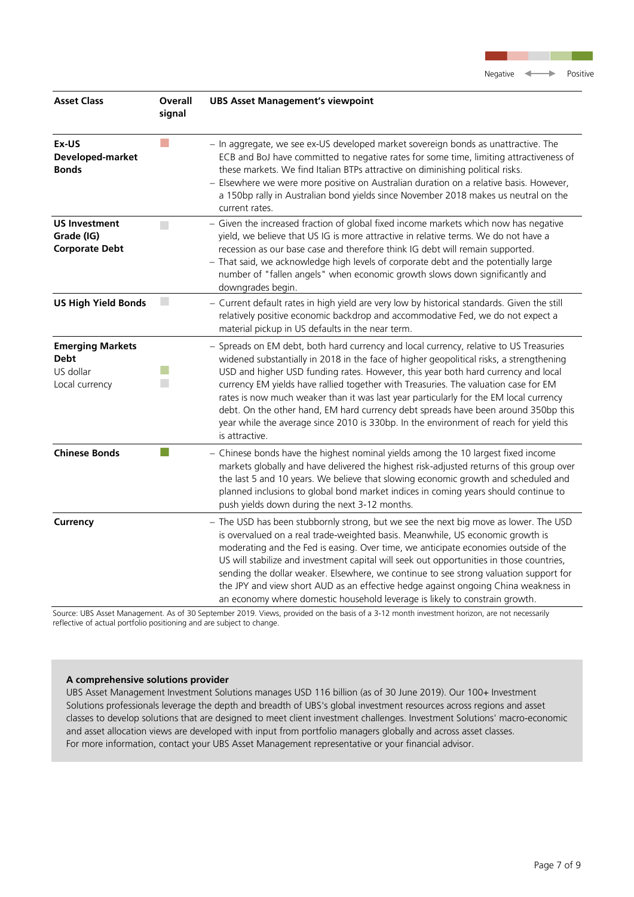Negative ⟵⟶ Positive

| Asset Class | Overall signal | UBS Asset Management's viewpoint |
|---|---|---|
| **Ex-US Developed-market Bonds** | Light red (slightly negative) | – In aggregate, we see ex-US developed market sovereign bonds as unattractive. The ECB and BoJ have committed to negative rates for some time, limiting attractiveness of these markets. We find Italian BTPs attractive on diminishing political risks.<br>– Elsewhere we were more positive on Australian duration on a relative basis. However, a 150bp rally in Australian bond yields since November 2018 makes us neutral on the current rates. |
| **US Investment Grade (IG) Corporate Debt** | Grey (neutral) | – Given the increased fraction of global fixed income markets which now has negative yield, we believe that US IG is more attractive in relative terms. We do not have a recession as our base case and therefore think IG debt will remain supported.<br>– That said, we acknowledge high levels of corporate debt and the potentially large number of "fallen angels" when economic growth slows down significantly and downgrades begin. |
| **US High Yield Bonds** | Grey (neutral) | – Current default rates in high yield are very low by historical standards. Given the still relatively positive economic backdrop and accommodative Fed, we do not expect a material pickup in US defaults in the near term. |
| **Emerging Markets Debt**<br>US dollar<br>Local currency | <br>Light green (slightly positive)<br>Grey (neutral) | – Spreads on EM debt, both hard currency and local currency, relative to US Treasuries widened substantially in 2018 in the face of higher geopolitical risks, a strengthening USD and higher USD funding rates. However, this year both hard currency and local currency EM yields have rallied together with Treasuries. The valuation case for EM rates is now much weaker than it was last year particularly for the EM local currency debt. On the other hand, EM hard currency debt spreads have been around 350bp this year while the average since 2010 is 330bp. In the environment of reach for yield this is attractive. |
| **Chinese Bonds** | Dark green (positive) | – Chinese bonds have the highest nominal yields among the 10 largest fixed income markets globally and have delivered the highest risk-adjusted returns of this group over the last 5 and 10 years. We believe that slowing economic growth and scheduled and planned inclusions to global bond market indices in coming years should continue to push yields down during the next 3-12 months. |
| **Currency** | | – The USD has been stubbornly strong, but we see the next big move as lower. The USD is overvalued on a real trade-weighted basis. Meanwhile, US economic growth is moderating and the Fed is easing. Over time, we anticipate economies outside of the US will stabilize and investment capital will seek out opportunities in those countries, sending the dollar weaker. Elsewhere, we continue to see strong valuation support for the JPY and view short AUD as an effective hedge against ongoing China weakness in an economy where domestic household leverage is likely to constrain growth. |

Source: UBS Asset Management. As of 30 September 2019. Views, provided on the basis of a 3-12 month investment horizon, are not necessarily reflective of actual portfolio positioning and are subject to change.

**A comprehensive solutions provider**

UBS Asset Management Investment Solutions manages USD 116 billion (as of 30 June 2019). Our 100+ Investment Solutions professionals leverage the depth and breadth of UBS's global investment resources across regions and asset classes to develop solutions that are designed to meet client investment challenges. Investment Solutions' macro-economic and asset allocation views are developed with input from portfolio managers globally and across asset classes.
For more information, contact your UBS Asset Management representative or your financial advisor.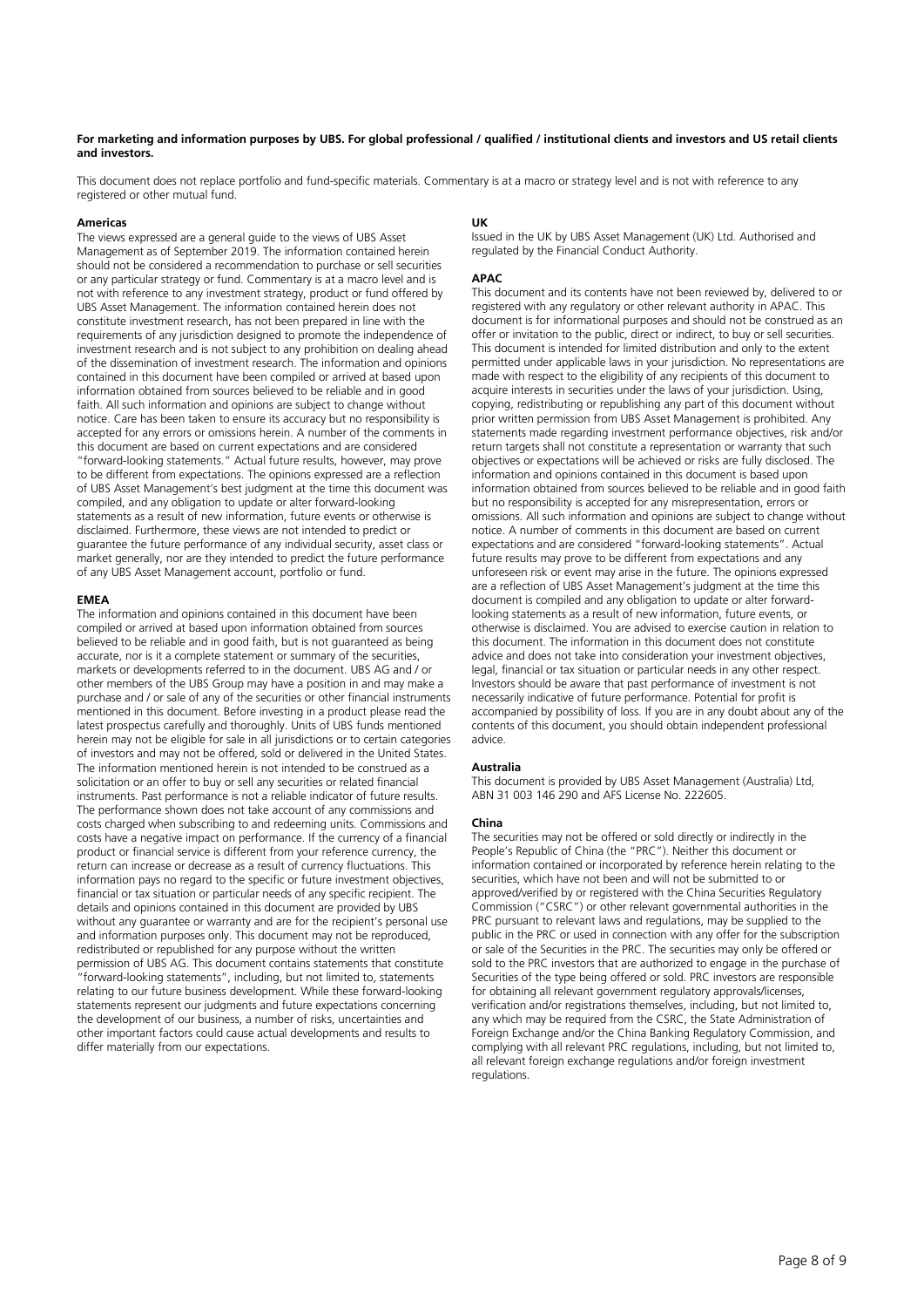**For marketing and information purposes by UBS. For global professional / qualified / institutional clients and investors and US retail clients and investors.**

This document does not replace portfolio and fund-specific materials. Commentary is at a macro or strategy level and is not with reference to any registered or other mutual fund.

#### Americas

The views expressed are a general guide to the views of UBS Asset Management as of September 2019. The information contained herein should not be considered a recommendation to purchase or sell securities or any particular strategy or fund. Commentary is at a macro level and is not with reference to any investment strategy, product or fund offered by UBS Asset Management. The information contained herein does not constitute investment research, has not been prepared in line with the requirements of any jurisdiction designed to promote the independence of investment research and is not subject to any prohibition on dealing ahead of the dissemination of investment research. The information and opinions contained in this document have been compiled or arrived at based upon information obtained from sources believed to be reliable and in good faith. All such information and opinions are subject to change without notice. Care has been taken to ensure its accuracy but no responsibility is accepted for any errors or omissions herein. A number of the comments in this document are based on current expectations and are considered "forward-looking statements." Actual future results, however, may prove to be different from expectations. The opinions expressed are a reflection of UBS Asset Management's best judgment at the time this document was compiled, and any obligation to update or alter forward-looking statements as a result of new information, future events or otherwise is disclaimed. Furthermore, these views are not intended to predict or guarantee the future performance of any individual security, asset class or market generally, nor are they intended to predict the future performance of any UBS Asset Management account, portfolio or fund.

#### EMEA

The information and opinions contained in this document have been compiled or arrived at based upon information obtained from sources believed to be reliable and in good faith, but is not guaranteed as being accurate, nor is it a complete statement or summary of the securities, markets or developments referred to in the document. UBS AG and / or other members of the UBS Group may have a position in and may make a purchase and / or sale of any of the securities or other financial instruments mentioned in this document. Before investing in a product please read the latest prospectus carefully and thoroughly. Units of UBS funds mentioned herein may not be eligible for sale in all jurisdictions or to certain categories of investors and may not be offered, sold or delivered in the United States. The information mentioned herein is not intended to be construed as a solicitation or an offer to buy or sell any securities or related financial instruments. Past performance is not a reliable indicator of future results. The performance shown does not take account of any commissions and costs charged when subscribing to and redeeming units. Commissions and costs have a negative impact on performance. If the currency of a financial product or financial service is different from your reference currency, the return can increase or decrease as a result of currency fluctuations. This information pays no regard to the specific or future investment objectives, financial or tax situation or particular needs of any specific recipient. The details and opinions contained in this document are provided by UBS without any guarantee or warranty and are for the recipient's personal use and information purposes only. This document may not be reproduced, redistributed or republished for any purpose without the written permission of UBS AG. This document contains statements that constitute "forward-looking statements", including, but not limited to, statements relating to our future business development. While these forward-looking statements represent our judgments and future expectations concerning the development of our business, a number of risks, uncertainties and other important factors could cause actual developments and results to differ materially from our expectations.

#### UK

Issued in the UK by UBS Asset Management (UK) Ltd. Authorised and regulated by the Financial Conduct Authority.

#### APAC

This document and its contents have not been reviewed by, delivered to or registered with any regulatory or other relevant authority in APAC. This document is for informational purposes and should not be construed as an offer or invitation to the public, direct or indirect, to buy or sell securities. This document is intended for limited distribution and only to the extent permitted under applicable laws in your jurisdiction. No representations are made with respect to the eligibility of any recipients of this document to acquire interests in securities under the laws of your jurisdiction. Using, copying, redistributing or republishing any part of this document without prior written permission from UBS Asset Management is prohibited. Any statements made regarding investment performance objectives, risk and/or return targets shall not constitute a representation or warranty that such objectives or expectations will be achieved or risks are fully disclosed. The information and opinions contained in this document is based upon information obtained from sources believed to be reliable and in good faith but no responsibility is accepted for any misrepresentation, errors or omissions. All such information and opinions are subject to change without notice. A number of comments in this document are based on current expectations and are considered "forward-looking statements". Actual future results may prove to be different from expectations and any unforeseen risk or event may arise in the future. The opinions expressed are a reflection of UBS Asset Management's judgment at the time this document is compiled and any obligation to update or alter forward-looking statements as a result of new information, future events, or otherwise is disclaimed. You are advised to exercise caution in relation to this document. The information in this document does not constitute advice and does not take into consideration your investment objectives, legal, financial or tax situation or particular needs in any other respect. Investors should be aware that past performance of investment is not necessarily indicative of future performance. Potential for profit is accompanied by possibility of loss. If you are in any doubt about any of the contents of this document, you should obtain independent professional advice.

#### Australia

This document is provided by UBS Asset Management (Australia) Ltd, ABN 31 003 146 290 and AFS License No. 222605.

#### China

The securities may not be offered or sold directly or indirectly in the People's Republic of China (the "PRC"). Neither this document or information contained or incorporated by reference herein relating to the securities, which have not been and will not be submitted to or approved/verified by or registered with the China Securities Regulatory Commission ("CSRC") or other relevant governmental authorities in the PRC pursuant to relevant laws and regulations, may be supplied to the public in the PRC or used in connection with any offer for the subscription or sale of the Securities in the PRC. The securities may only be offered or sold to the PRC investors that are authorized to engage in the purchase of Securities of the type being offered or sold. PRC investors are responsible for obtaining all relevant government regulatory approvals/licenses, verification and/or registrations themselves, including, but not limited to, any which may be required from the CSRC, the State Administration of Foreign Exchange and/or the China Banking Regulatory Commission, and complying with all relevant PRC regulations, including, but not limited to, all relevant foreign exchange regulations and/or foreign investment regulations.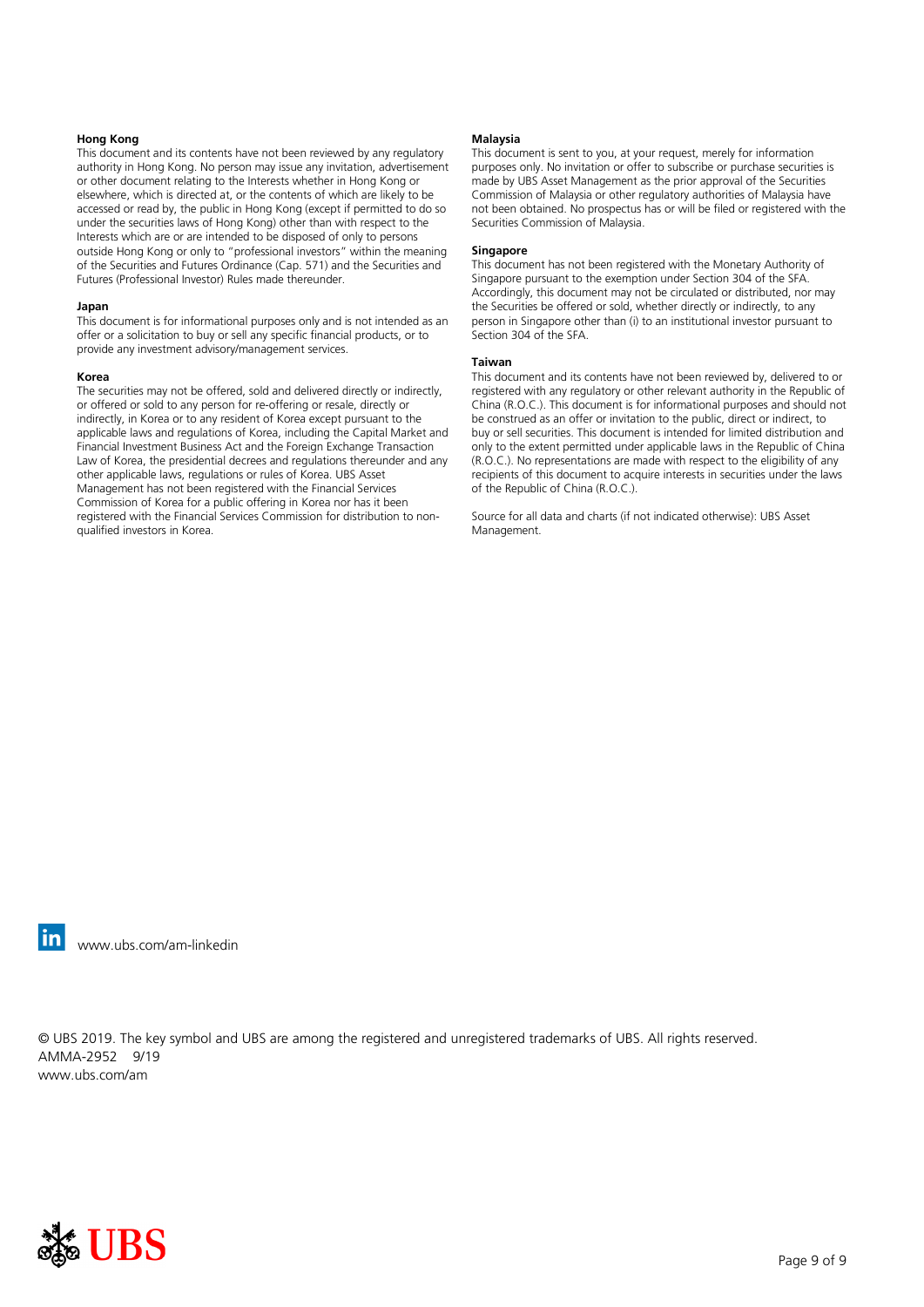**Hong Kong**
This document and its contents have not been reviewed by any regulatory authority in Hong Kong. No person may issue any invitation, advertisement or other document relating to the Interests whether in Hong Kong or elsewhere, which is directed at, or the contents of which are likely to be accessed or read by, the public in Hong Kong (except if permitted to do so under the securities laws of Hong Kong) other than with respect to the Interests which are or are intended to be disposed of only to persons outside Hong Kong or only to "professional investors" within the meaning of the Securities and Futures Ordinance (Cap. 571) and the Securities and Futures (Professional Investor) Rules made thereunder.

**Japan**
This document is for informational purposes only and is not intended as an offer or a solicitation to buy or sell any specific financial products, or to provide any investment advisory/management services.

**Korea**
The securities may not be offered, sold and delivered directly or indirectly, or offered or sold to any person for re-offering or resale, directly or indirectly, in Korea or to any resident of Korea except pursuant to the applicable laws and regulations of Korea, including the Capital Market and Financial Investment Business Act and the Foreign Exchange Transaction Law of Korea, the presidential decrees and regulations thereunder and any other applicable laws, regulations or rules of Korea. UBS Asset Management has not been registered with the Financial Services Commission of Korea for a public offering in Korea nor has it been registered with the Financial Services Commission for distribution to non-qualified investors in Korea.

**Malaysia**
This document is sent to you, at your request, merely for information purposes only. No invitation or offer to subscribe or purchase securities is made by UBS Asset Management as the prior approval of the Securities Commission of Malaysia or other regulatory authorities of Malaysia have not been obtained. No prospectus has or will be filed or registered with the Securities Commission of Malaysia.

**Singapore**
This document has not been registered with the Monetary Authority of Singapore pursuant to the exemption under Section 304 of the SFA. Accordingly, this document may not be circulated or distributed, nor may the Securities be offered or sold, whether directly or indirectly, to any person in Singapore other than (i) to an institutional investor pursuant to Section 304 of the SFA.

**Taiwan**
This document and its contents have not been reviewed by, delivered to or registered with any regulatory or other relevant authority in the Republic of China (R.O.C.). This document is for informational purposes and should not be construed as an offer or invitation to the public, direct or indirect, to buy or sell securities. This document is intended for limited distribution and only to the extent permitted under applicable laws in the Republic of China (R.O.C.). No representations are made with respect to the eligibility of any recipients of this document to acquire interests in securities under the laws of the Republic of China (R.O.C.).

Source for all data and charts (if not indicated otherwise): UBS Asset Management.

www.ubs.com/am-linkedin

© UBS 2019. The key symbol and UBS are among the registered and unregistered trademarks of UBS. All rights reserved.
AMMA-2952 9/19
www.ubs.com/am